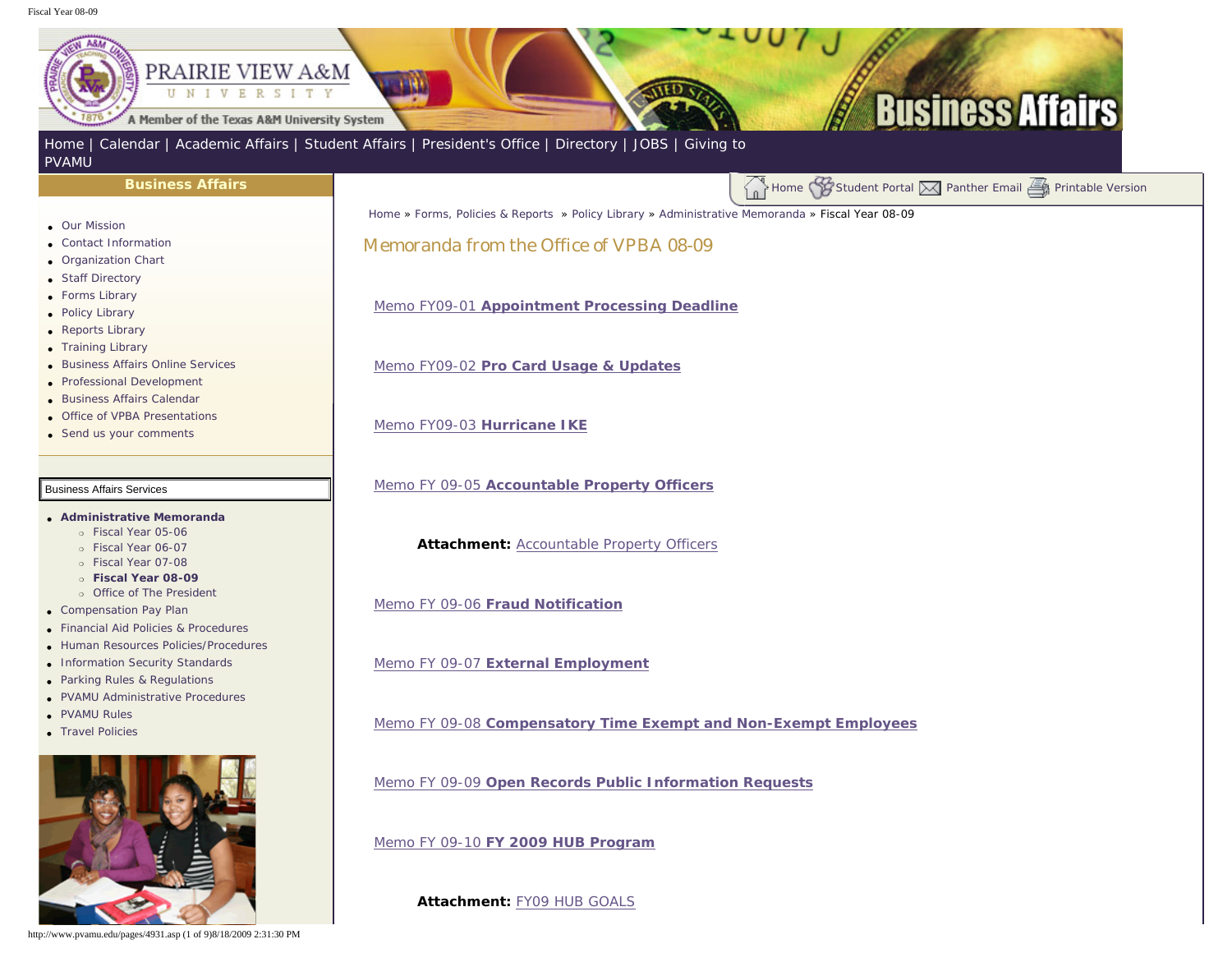Home | Calendar | Academic Affairs | Student Affairs | President's Office | Directory | JOBS | Giving to PVAMU

**Business Affairs**

- Our Mission
- Contact Information
- Organization Chart
- Staff Directory
- Forms Library
- Policy Library
- Reports Library
- Training Library
- Business Affairs Online Services
- Professional Development
- Business Affairs Calendar
- Office of VPBA Presentations
- Send us your comments

Business Affairs Services

- **Administrative Memoranda**
  - Fiscal Year 05-06
  - Fiscal Year 06-07
  - Fiscal Year 07-08
  - **Fiscal Year 08-09**
  - Office of The President
- Compensation Pay Plan
- Financial Aid Policies & Procedures
- Human Resources Policies/Procedures
- Information Security Standards
- Parking Rules & Regulations
- PVAMU Administrative Procedures
- PVAMU Rules
- Travel Policies

Home Student Portal Panther Email Printable Version

Home » Forms, Policies & Reports » Policy Library » Administrative Memoranda » Fiscal Year 08-09

## Memoranda from the Office of VPBA 08-09

Memo FY09-01 **Appointment Processing Deadline**

Memo FY09-02 **Pro Card Usage & Updates**

Memo FY09-03 **Hurricane IKE**

Memo FY 09-05 **Accountable Property Officers**

**Attachment:** Accountable Property Officers

Memo FY 09-06 **Fraud Notification**

Memo FY 09-07 **External Employment**

Memo FY 09-08 **Compensatory Time Exempt and Non-Exempt Employees**

Memo FY 09-09 **Open Records Public Information Requests**

Memo FY 09-10 **FY 2009 HUB Program**

**Attachment:** FY09 HUB GOALS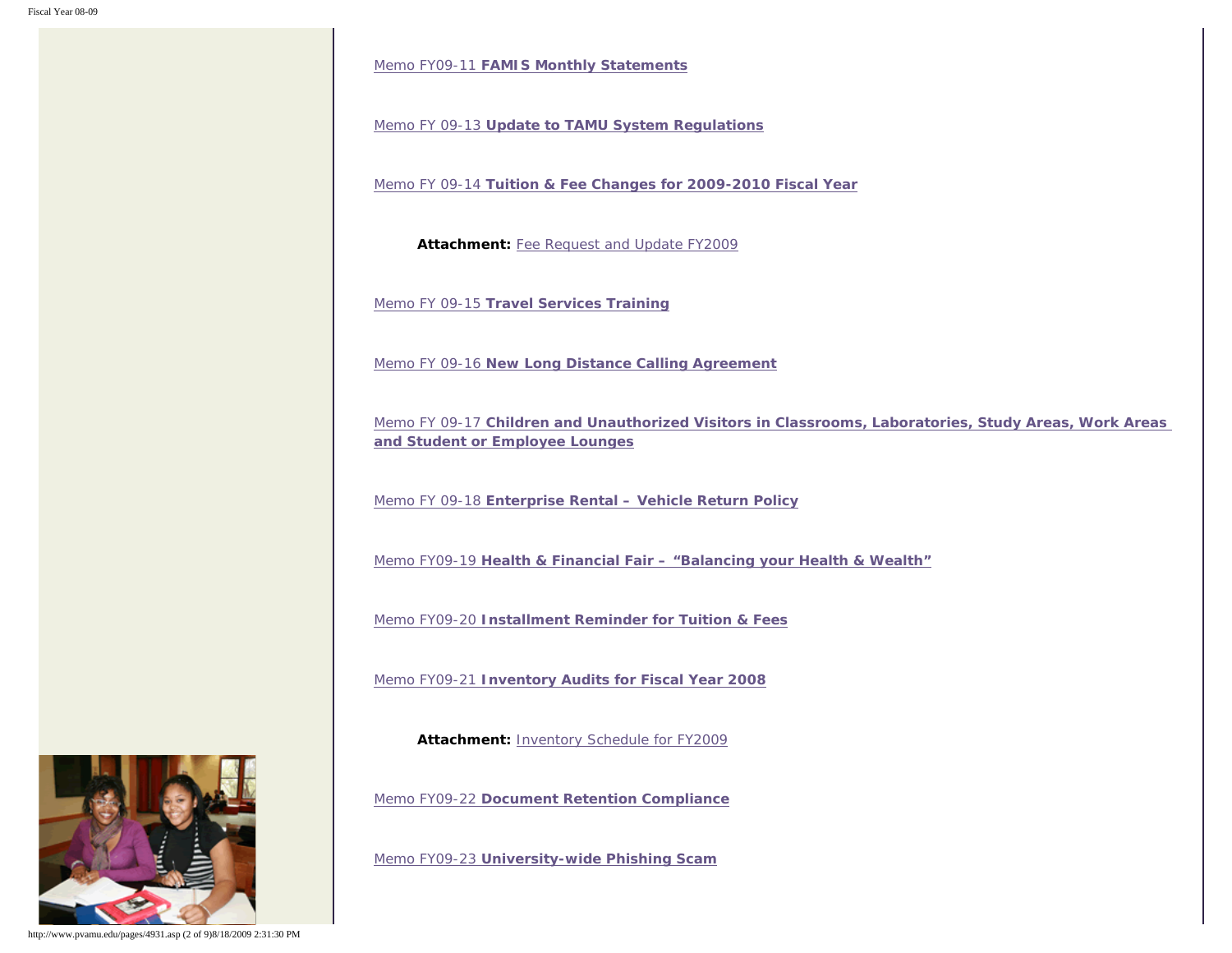Memo FY09-11 **FAMIS Monthly Statements**

Memo FY 09-13 **Update to TAMU System Regulations**

Memo FY 09-14 **Tuition & Fee Changes for 2009-2010 Fiscal Year**

**Attachment:** Fee Request and Update FY2009

Memo FY 09-15 **Travel Services Training**

Memo FY 09-16 **New Long Distance Calling Agreement**

Memo FY 09-17 **Children and Unauthorized Visitors in Classrooms, Laboratories, Study Areas, Work Areas and Student or Employee Lounges**

Memo FY 09-18 **Enterprise Rental – Vehicle Return Policy**

Memo FY09-19 **Health & Financial Fair – "Balancing your Health & Wealth"**

Memo FY09-20 **Installment Reminder for Tuition & Fees**

Memo FY09-21 **Inventory Audits for Fiscal Year 2008**

**Attachment:** Inventory Schedule for FY2009

Memo FY09-22 **Document Retention Compliance**

Memo FY09-23 **University-wide Phishing Scam**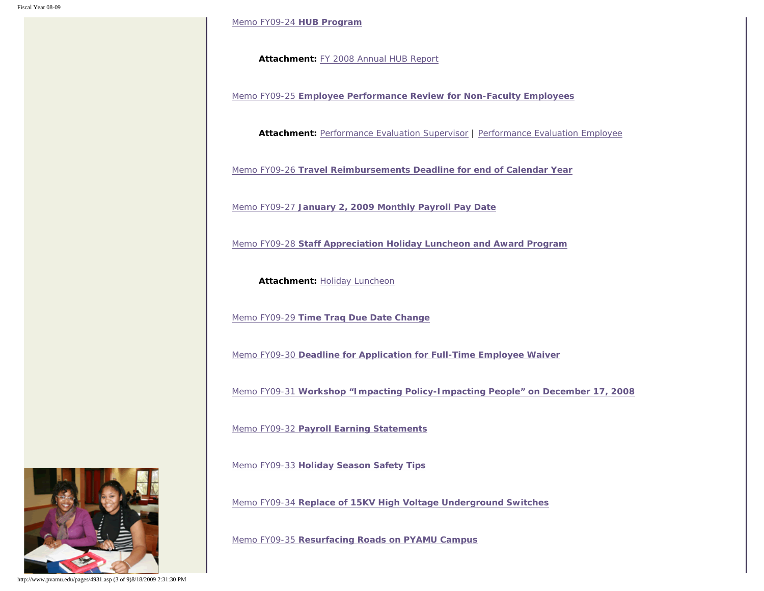Memo FY09-24 **HUB Program**

**Attachment:** FY 2008 Annual HUB Report

Memo FY09-25 **Employee Performance Review for Non-Faculty Employees**

**Attachment:** Performance Evaluation Supervisor | Performance Evaluation Employee

Memo FY09-26 **Travel Reimbursements Deadline for end of Calendar Year**

Memo FY09-27 **January 2, 2009 Monthly Payroll Pay Date**

Memo FY09-28 **Staff Appreciation Holiday Luncheon and Award Program**

**Attachment:** Holiday Luncheon

Memo FY09-29 **Time Traq Due Date Change**

Memo FY09-30 **Deadline for Application for Full-Time Employee Waiver**

Memo FY09-31 **Workshop "Impacting Policy-Impacting People" on December 17, 2008**

Memo FY09-32 **Payroll Earning Statements**

Memo FY09-33 **Holiday Season Safety Tips**

Memo FY09-34 **Replace of 15KV High Voltage Underground Switches**

Memo FY09-35 **Resurfacing Roads on PYAMU Campus**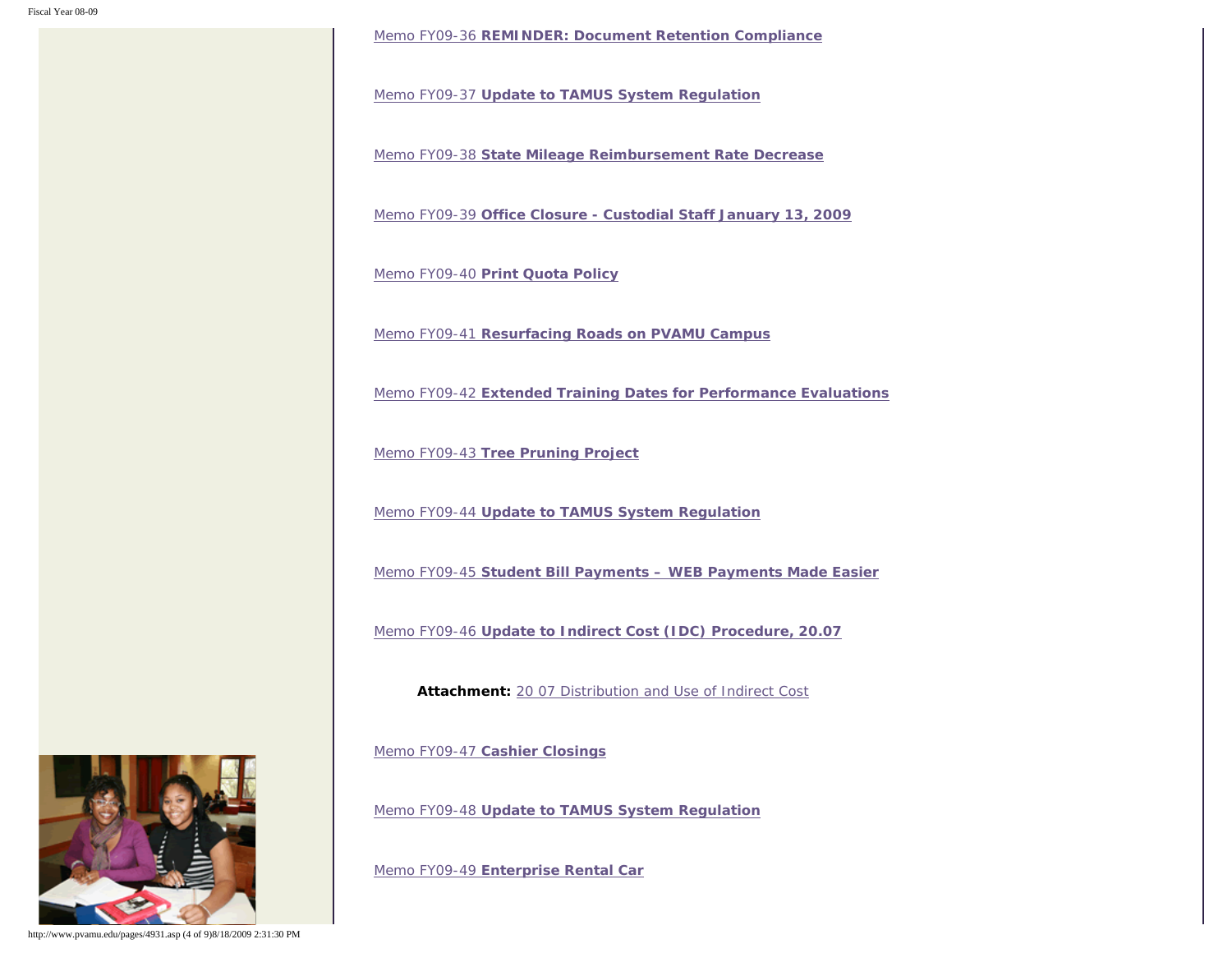Memo FY09-36 **REMINDER: Document Retention Compliance**

Memo FY09-37 **Update to TAMUS System Regulation**

Memo FY09-38 **State Mileage Reimbursement Rate Decrease**

Memo FY09-39 **Office Closure - Custodial Staff January 13, 2009**

Memo FY09-40 **Print Quota Policy**

Memo FY09-41 **Resurfacing Roads on PVAMU Campus**

Memo FY09-42 **Extended Training Dates for Performance Evaluations**

Memo FY09-43 **Tree Pruning Project**

Memo FY09-44 **Update to TAMUS System Regulation**

Memo FY09-45 **Student Bill Payments – WEB Payments Made Easier**

Memo FY09-46 **Update to Indirect Cost (IDC) Procedure, 20.07**

**Attachment:** 20 07 Distribution and Use of Indirect Cost

Memo FY09-47 **Cashier Closings**

Memo FY09-48 **Update to TAMUS System Regulation**

Memo FY09-49 **Enterprise Rental Car**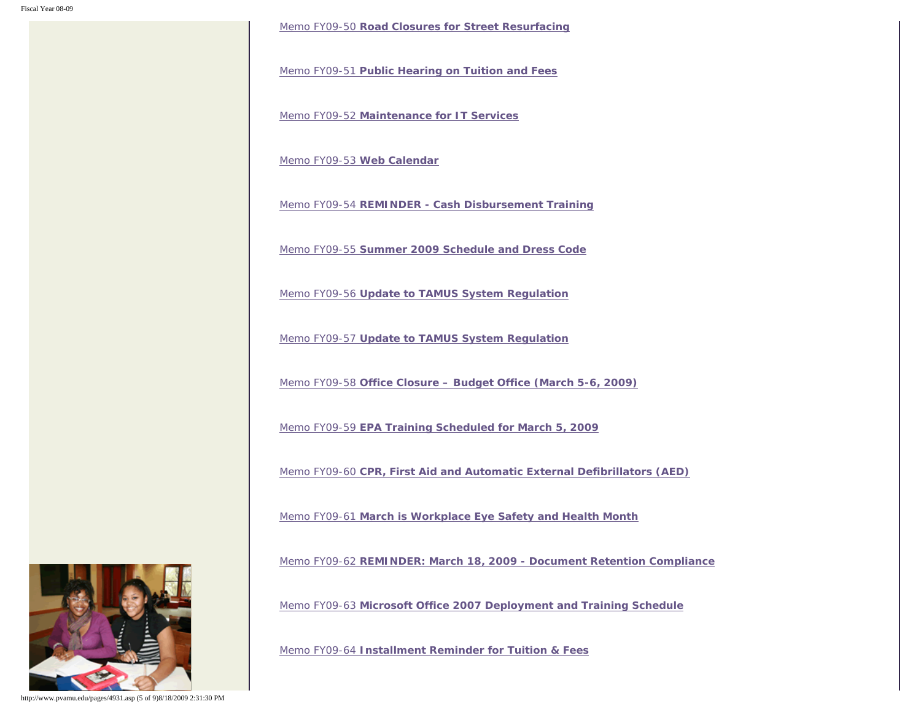Memo FY09-50 **Road Closures for Street Resurfacing**

Memo FY09-51 **Public Hearing on Tuition and Fees**

Memo FY09-52 **Maintenance for IT Services**

Memo FY09-53 **Web Calendar**

Memo FY09-54 **REMINDER - Cash Disbursement Training**

Memo FY09-55 **Summer 2009 Schedule and Dress Code**

Memo FY09-56 **Update to TAMUS System Regulation**

Memo FY09-57 **Update to TAMUS System Regulation**

Memo FY09-58 **Office Closure – Budget Office (March 5-6, 2009)**

Memo FY09-59 **EPA Training Scheduled for March 5, 2009**

Memo FY09-60 **CPR, First Aid and Automatic External Defibrillators (AED)**

Memo FY09-61 **March is Workplace Eye Safety and Health Month**

Memo FY09-62 **REMINDER: March 18, 2009 - Document Retention Compliance**

Memo FY09-63 **Microsoft Office 2007 Deployment and Training Schedule**

Memo FY09-64 **Installment Reminder for Tuition & Fees**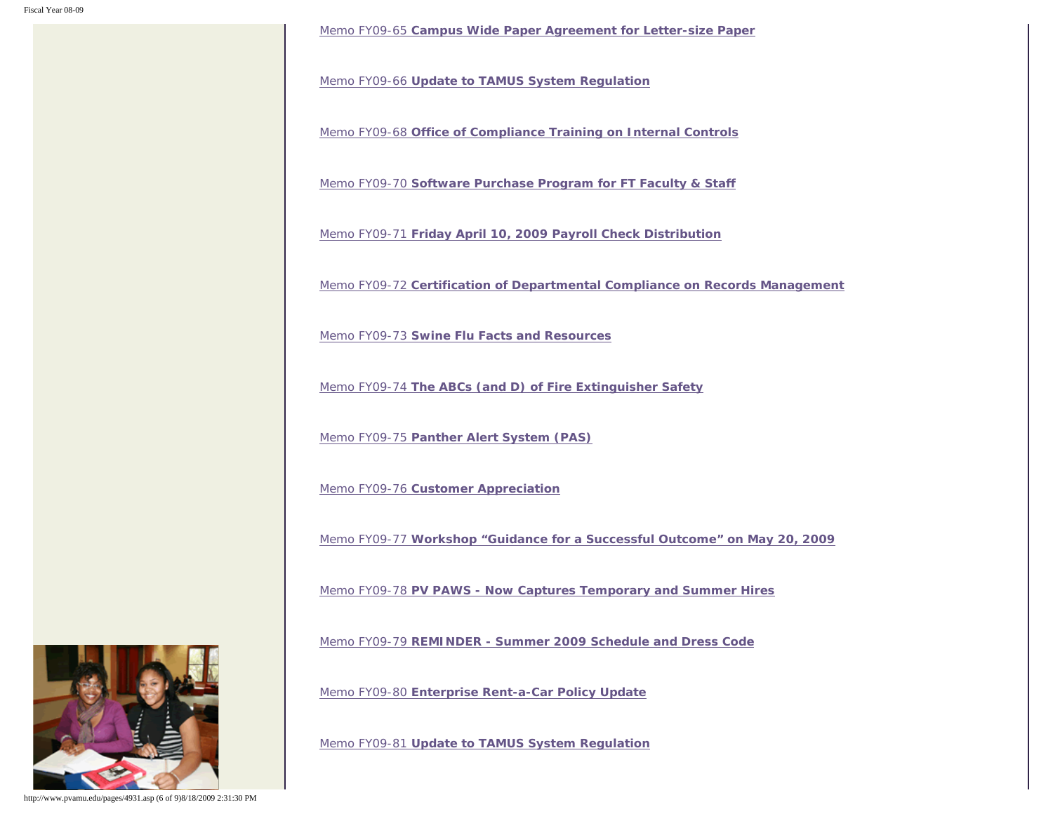Memo FY09-65 **Campus Wide Paper Agreement for Letter-size Paper**

Memo FY09-66 **Update to TAMUS System Regulation**

Memo FY09-68 **Office of Compliance Training on Internal Controls**

Memo FY09-70 **Software Purchase Program for FT Faculty & Staff**

Memo FY09-71 **Friday April 10, 2009 Payroll Check Distribution**

Memo FY09-72 **Certification of Departmental Compliance on Records Management**

Memo FY09-73 **Swine Flu Facts and Resources**

Memo FY09-74 **The ABCs (and D) of Fire Extinguisher Safety**

Memo FY09-75 **Panther Alert System (PAS)**

Memo FY09-76 **Customer Appreciation**

Memo FY09-77 **Workshop "Guidance for a Successful Outcome" on May 20, 2009**

Memo FY09-78 **PV PAWS - Now Captures Temporary and Summer Hires**

Memo FY09-79 **REMINDER - Summer 2009 Schedule and Dress Code**

Memo FY09-80 **Enterprise Rent-a-Car Policy Update**

Memo FY09-81 **Update to TAMUS System Regulation**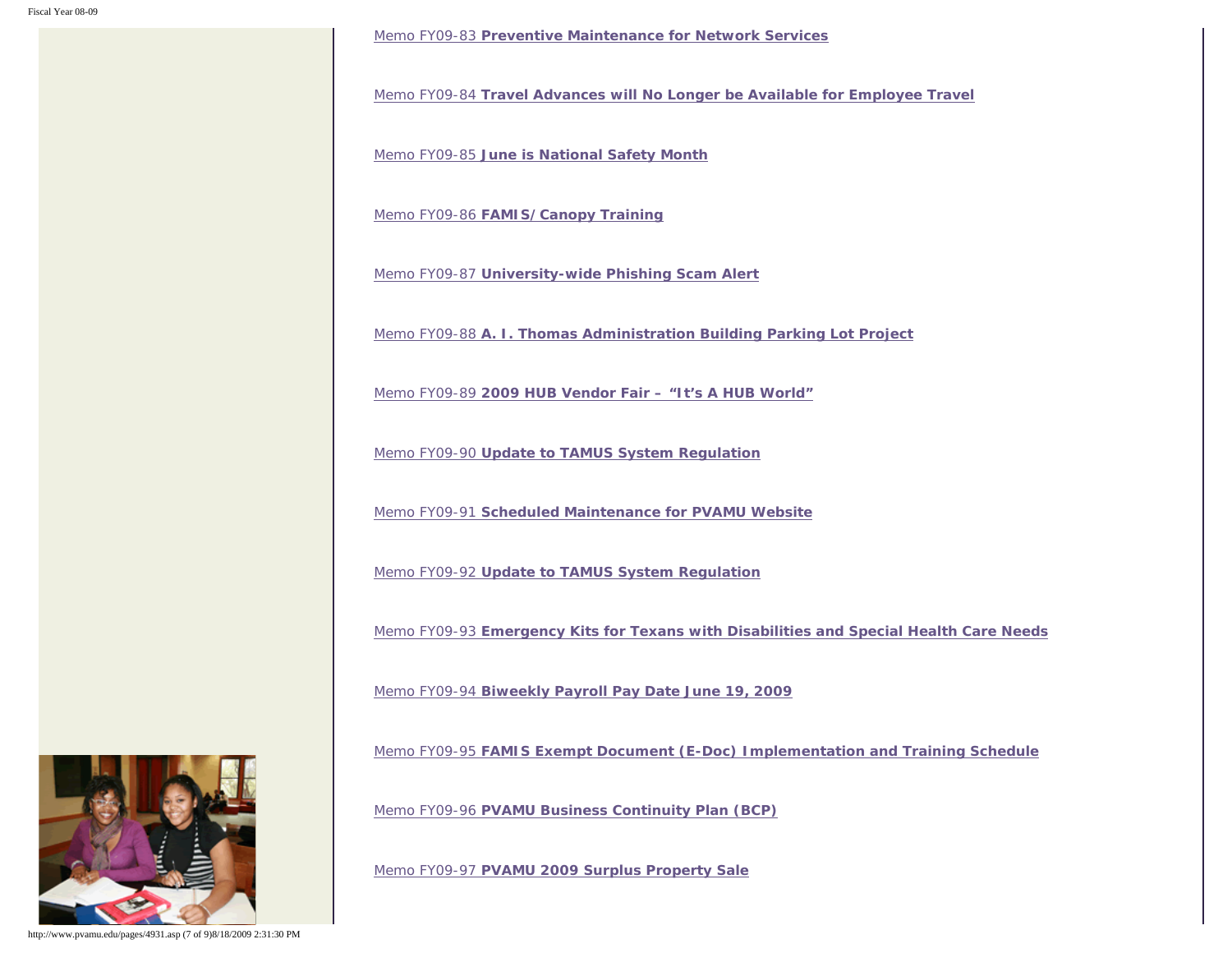Memo FY09-83 **Preventive Maintenance for Network Services**

Memo FY09-84 **Travel Advances will No Longer be Available for Employee Travel**

Memo FY09-85 **June is National Safety Month**

Memo FY09-86 **FAMIS/Canopy Training**

Memo FY09-87 **University-wide Phishing Scam Alert**

Memo FY09-88 **A. I. Thomas Administration Building Parking Lot Project**

Memo FY09-89 **2009 HUB Vendor Fair – "It's A HUB World"**

Memo FY09-90 **Update to TAMUS System Regulation**

Memo FY09-91 **Scheduled Maintenance for PVAMU Website**

Memo FY09-92 **Update to TAMUS System Regulation**

Memo FY09-93 **Emergency Kits for Texans with Disabilities and Special Health Care Needs**

Memo FY09-94 **Biweekly Payroll Pay Date June 19, 2009**

Memo FY09-95 **FAMIS Exempt Document (E-Doc) Implementation and Training Schedule**

Memo FY09-96 **PVAMU Business Continuity Plan (BCP)**

Memo FY09-97 **PVAMU 2009 Surplus Property Sale**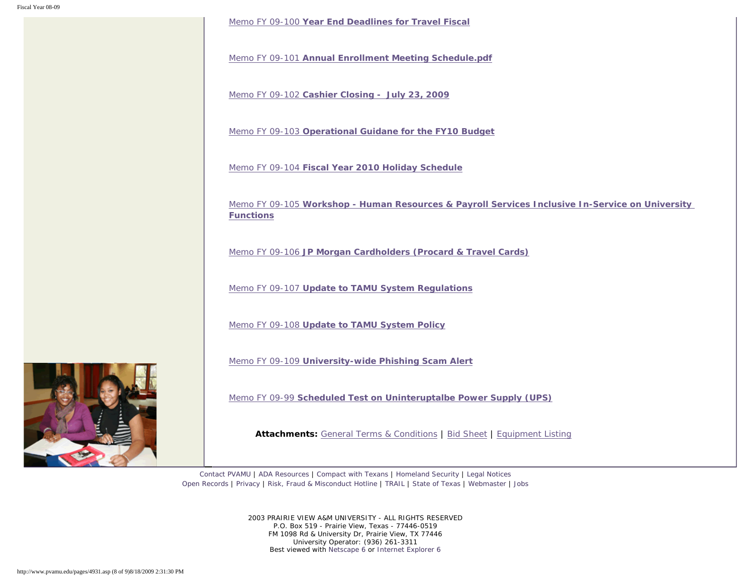Memo FY 09-100 **Year End Deadlines for Travel Fiscal**

Memo FY 09-101 **Annual Enrollment Meeting Schedule.pdf**

Memo FY 09-102 **Cashier Closing - July 23, 2009**

Memo FY 09-103 **Operational Guidane for the FY10 Budget**

Memo FY 09-104 **Fiscal Year 2010 Holiday Schedule**

Memo FY 09-105 **Workshop - Human Resources & Payroll Services Inclusive In-Service on University Functions**

Memo FY 09-106 **JP Morgan Cardholders (Procard & Travel Cards)**

Memo FY 09-107 **Update to TAMU System Regulations**

Memo FY 09-108 **Update to TAMU System Policy**

Memo FY 09-109 **University-wide Phishing Scam Alert**

Memo FY 09-99 **Scheduled Test on Uninteruptalbe Power Supply (UPS)**

**Attachments:** General Terms & Conditions | Bid Sheet | Equipment Listing

Contact PVAMU | ADA Resources | Compact with Texans | Homeland Security | Legal Notices
Open Records | Privacy | Risk, Fraud & Misconduct Hotline | TRAIL | State of Texas | Webmaster | Jobs

2003 PRAIRIE VIEW A&M UNIVERSITY - ALL RIGHTS RESERVED
P.O. Box 519 - Prairie View, Texas - 77446-0519
FM 1098 Rd & University Dr, Prairie View, TX 77446
University Operator: (936) 261-3311
Best viewed with Netscape 6 or Internet Explorer 6